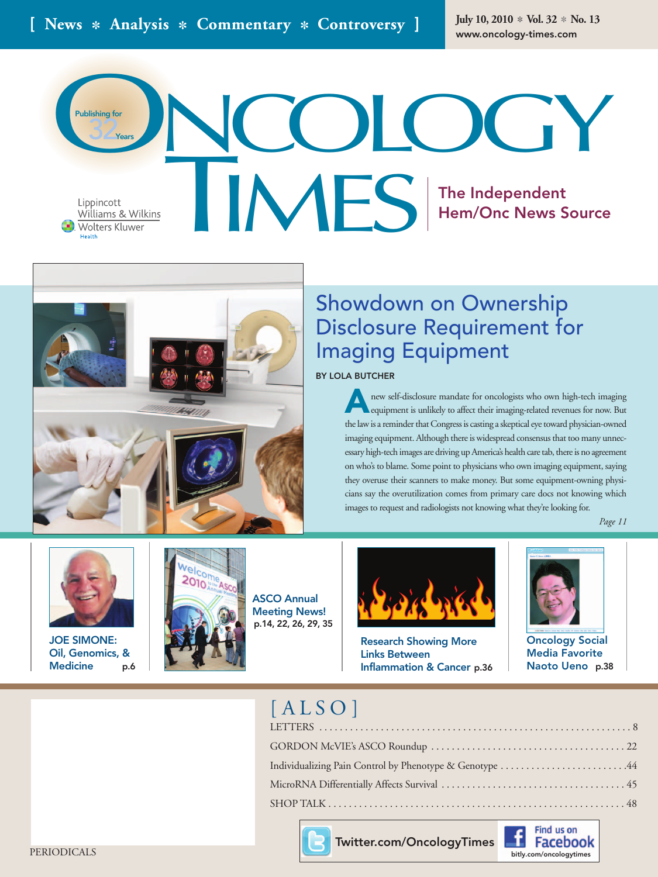[ News * Analysis * Commentary * Controversy ]

July 10, 2010 * Vol. 32 * No. 13
www.oncology-times.com

# ONCOLOGY TIMES

Publishing for 32 Years

Lippincott Williams & Wilkins
Wolters Kluwer Health

The Independent Hem/Onc News Source

## Showdown on Ownership Disclosure Requirement for Imaging Equipment

BY LOLA BUTCHER

A new self-disclosure mandate for oncologists who own high-tech imaging equipment is unlikely to affect their imaging-related revenues for now. But the law is a reminder that Congress is casting a skeptical eye toward physician-owned imaging equipment. Although there is widespread consensus that too many unnecessary high-tech images are driving up America's health care tab, there is no agreement on who's to blame. Some point to physicians who own imaging equipment, saying they overuse their scanners to make money. But some equipment-owning physicians say the overutilization comes from primary care docs not knowing which images to request and radiologists not knowing what they're looking for.

*Page 11*

**JOE SIMONE: Oil, Genomics, & Medicine** p.6

**ASCO Annual Meeting News!** p.14, 22, 26, 29, 35

**Research Showing More Links Between Inflammation & Cancer** p.36

**Oncology Social Media Favorite Naoto Ueno** p.38

## [ALSO]

LETTERS . . . . . . . . . . . . . . . . . . . . 8
GORDON McVIE's ASCO Roundup . . . . . . . . . . . . 22
Individualizing Pain Control by Phenotype & Genotype . . . . . . .44
MicroRNA Differentially Affects Survival . . . . . . . . . . 45
SHOP TALK . . . . . . . . . . . . . . . . . . . . 48

Twitter.com/OncologyTimes
Find us on Facebook bitly.com/oncologytimes

PERIODICALS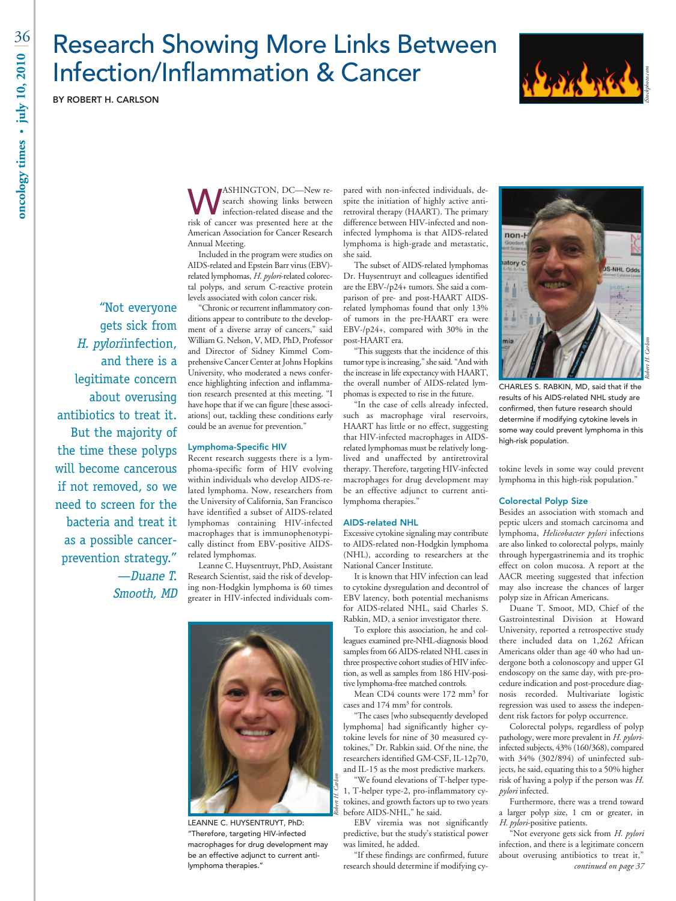# Research Showing More Links Between Infection/Inflammation & Cancer

BY ROBERT H. CARLSON

WASHINGTON, DC—New research showing links between infection-related disease and the risk of cancer was presented here at the American Association for Cancer Research Annual Meeting.

Included in the program were studies on AIDS-related and Epstein Barr virus (EBV)-related lymphomas, *H. pylori*-related colorectal polyps, and serum C-reactive protein levels associated with colon cancer risk.

"Chronic or recurrent inflammatory conditions appear to contribute to the development of a diverse array of cancers," said William G. Nelson, V, MD, PhD, Professor and Director of Sidney Kimmel Comprehensive Cancer Center at Johns Hopkins University, who moderated a news conference highlighting infection and inflammation research presented at this meeting. "I have hope that if we can figure [these associations] out, tackling these conditions early could be an avenue for prevention."

> "Not everyone gets sick from *H. pylori* infection, and there is a legitimate concern about overusing antibiotics to treat it. But the majority of the time these polyps will become cancerous if not removed, so we need to screen for the bacteria and treat it as a possible cancer-prevention strategy." —*Duane T. Smooth, MD*

## Lymphoma-Specific HIV

Recent research suggests there is a lymphoma-specific form of HIV evolving within individuals who develop AIDS-related lymphoma. Now, researchers from the University of California, San Francisco have identified a subset of AIDS-related lymphomas containing HIV-infected macrophages that is immunophenotypically distinct from EBV-positive AIDS-related lymphomas.

Leanne C. Huysentruyt, PhD, Assistant Research Scientist, said the risk of developing non-Hodgkin lymphoma is 60 times greater in HIV-infected individuals compared with non-infected individuals, despite the initiation of highly active antiretroviral therapy (HAART). The primary difference between HIV-infected and non-infected lymphoma is that AIDS-related lymphoma is high-grade and metastatic, she said.

The subset of AIDS-related lymphomas Dr. Huysentruyt and colleagues identified are the EBV-/p24+ tumors. She said a comparison of pre- and post-HAART AIDS-related lymphomas found that only 13% of tumors in the pre-HAART era were EBV-/p24+, compared with 30% in the post-HAART era.

"This suggests that the incidence of this tumor type is increasing," she said. "And with the increase in life expectancy with HAART, the overall number of AIDS-related lymphomas is expected to rise in the future.

"In the case of cells already infected, such as macrophage viral reservoirs, HAART has little or no effect, suggesting that HIV-infected macrophages in AIDS-related lymphomas must be relatively long-lived and unaffected by antiretroviral therapy. Therefore, targeting HIV-infected macrophages for drug development may be an effective adjunct to current anti-lymphoma therapies."

LEANNE C. HUYSENTRUYT, PhD: "Therefore, targeting HIV-infected macrophages for drug development may be an effective adjunct to current anti-lymphoma therapies."

## AIDS-related NHL

Excessive cytokine signaling may contribute to AIDS-related non-Hodgkin lymphoma (NHL), according to researchers at the National Cancer Institute.

It is known that HIV infection can lead to cytokine dysregulation and decontrol of EBV latency, both potential mechanisms for AIDS-related NHL, said Charles S. Rabkin, MD, a senior investigator there.

To explore this association, he and colleagues examined pre-NHL-diagnosis blood samples from 66 AIDS-related NHL cases in three prospective cohort studies of HIV infection, as well as samples from 186 HIV-positive lymphoma-free matched controls.

Mean CD4 counts were 172 $mm^3$ for cases and 174 $mm^3$ for controls.

"The cases [who subsequently developed lymphoma] had significantly higher cytokine levels for nine of 30 measured cytokines," Dr. Rabkin said. Of the nine, the researchers identified GM-CSF, IL-12p70, and IL-15 as the most predictive markers.

"We found elevations of T-helper type-1, T-helper type-2, pro-inflammatory cytokines, and growth factors up to two years before AIDS-NHL," he said.

EBV viremia was not significantly predictive, but the study's statistical power was limited, he added.

"If these findings are confirmed, future research should determine if modifying cytokine levels in some way could prevent lymphoma in this high-risk population."

CHARLES S. RABKIN, MD, said that if the results of his AIDS-related NHL study are confirmed, then future research should determine if modifying cytokine levels in some way could prevent lymphoma in this high-risk population.

## Colorectal Polyp Size

Besides an association with stomach and peptic ulcers and stomach carcinoma and lymphoma, *Helicobacter pylori* infections are also linked to colorectal polyps, mainly through hypergastrinemia and its trophic effect on colon mucosa. A report at the AACR meeting suggested that infection may also increase the chances of larger polyp size in African Americans.

Duane T. Smoot, MD, Chief of the Gastrointestinal Division at Howard University, reported a retrospective study there included data on 1,262 African Americans older than age 40 who had undergone both a colonoscopy and upper GI endoscopy on the same day, with pre-procedure indication and post-procedure diagnosis recorded. Multivariate logistic regression was used to assess the independent risk factors for polyp occurrence.

Colorectal polyps, regardless of polyp pathology, were more prevalent in *H. pylori*-infected subjects, 43% (160/368), compared with 34% (302/894) of uninfected subjects, he said, equating this to a 50% higher risk of having a polyp if the person was *H. pylori* infected.

Furthermore, there was a trend toward a larger polyp size, 1 cm or greater, in *H. pylori*-positive patients.

"Not everyone gets sick from *H. pylori* infection, and there is a legitimate concern about overusing antibiotics to treat it,"

*continued on page 37*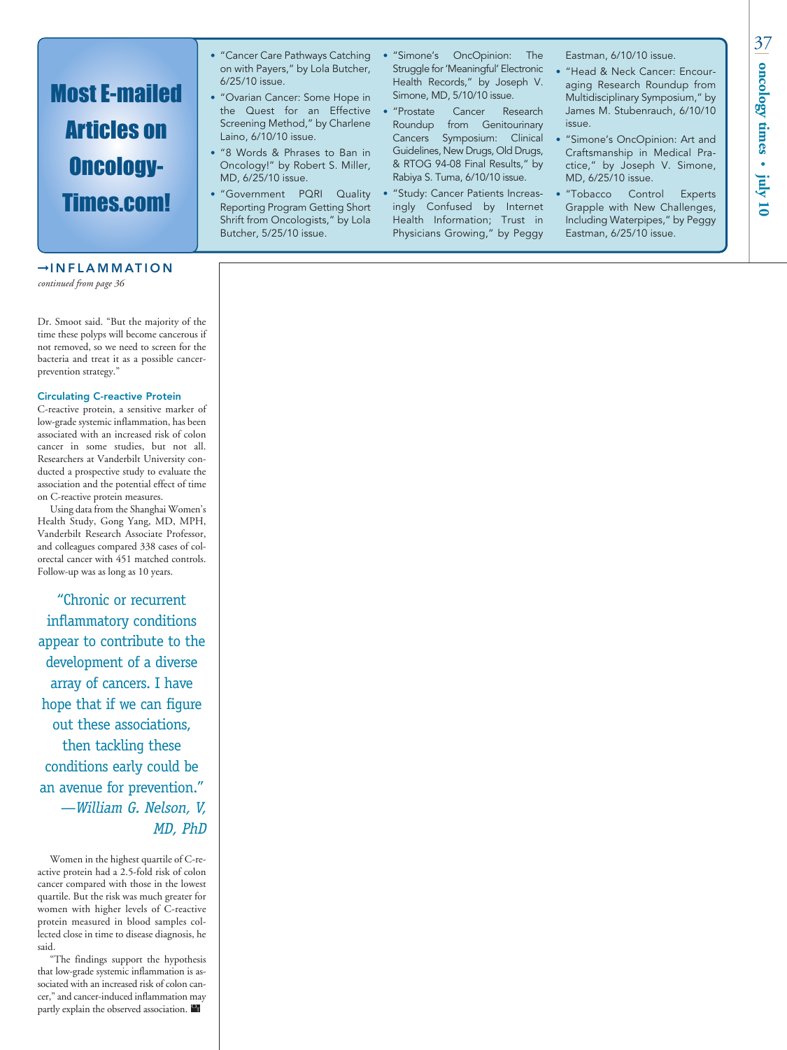## Most E-mailed Articles on Oncology-Times.com!

- "Cancer Care Pathways Catching on with Payers," by Lola Butcher, 6/25/10 issue.
- "Ovarian Cancer: Some Hope in the Quest for an Effective Screening Method," by Charlene Laino, 6/10/10 issue.
- "8 Words & Phrases to Ban in Oncology!" by Robert S. Miller, MD, 6/25/10 issue.
- "Government PQRI Quality Reporting Program Getting Short Shrift from Oncologists," by Lola Butcher, 5/25/10 issue.
- "Simone's OncOpinion: The Struggle for 'Meaningful' Electronic Health Records," by Joseph V. Simone, MD, 5/10/10 issue.
- "Prostate Cancer Research Roundup from Genitourinary Cancers Symposium: Clinical Guidelines, New Drugs, Old Drugs, & RTOG 94-08 Final Results," by Rabiya S. Tuma, 6/10/10 issue.
- "Study: Cancer Patients Increasingly Confused by Internet Health Information; Trust in Physicians Growing," by Peggy Eastman, 6/10/10 issue.
- "Head & Neck Cancer: Encouraging Research Roundup from Multidisciplinary Symposium," by James M. Stubenrauch, 6/10/10 issue.
- "Simone's OncOpinion: Art and Craftsmanship in Medical Practice," by Joseph V. Simone, MD, 6/25/10 issue.
- "Tobacco Control Experts Grapple with New Challenges, Including Waterpipes," by Peggy Eastman, 6/25/10 issue.

→INFLAMMATION

*continued from page 36*

Dr. Smoot said. "But the majority of the time these polyps will become cancerous if not removed, so we need to screen for the bacteria and treat it as a possible cancer-prevention strategy."

### Circulating C-reactive Protein

C-reactive protein, a sensitive marker of low-grade systemic inflammation, has been associated with an increased risk of colon cancer in some studies, but not all. Researchers at Vanderbilt University conducted a prospective study to evaluate the association and the potential effect of time on C-reactive protein measures.

Using data from the Shanghai Women's Health Study, Gong Yang, MD, MPH, Vanderbilt Research Associate Professor, and colleagues compared 338 cases of colorectal cancer with 451 matched controls. Follow-up was as long as 10 years.

> "Chronic or recurrent inflammatory conditions appear to contribute to the development of a diverse array of cancers. I have hope that if we can figure out these associations, then tackling these conditions early could be an avenue for prevention."
> —*William G. Nelson, V, MD, PhD*

Women in the highest quartile of C-reactive protein had a 2.5-fold risk of colon cancer compared with those in the lowest quartile. But the risk was much greater for women with higher levels of C-reactive protein measured in blood samples collected close in time to disease diagnosis, he said.

"The findings support the hypothesis that low-grade systemic inflammation is associated with an increased risk of colon cancer," and cancer-induced inflammation may partly explain the observed association. ■